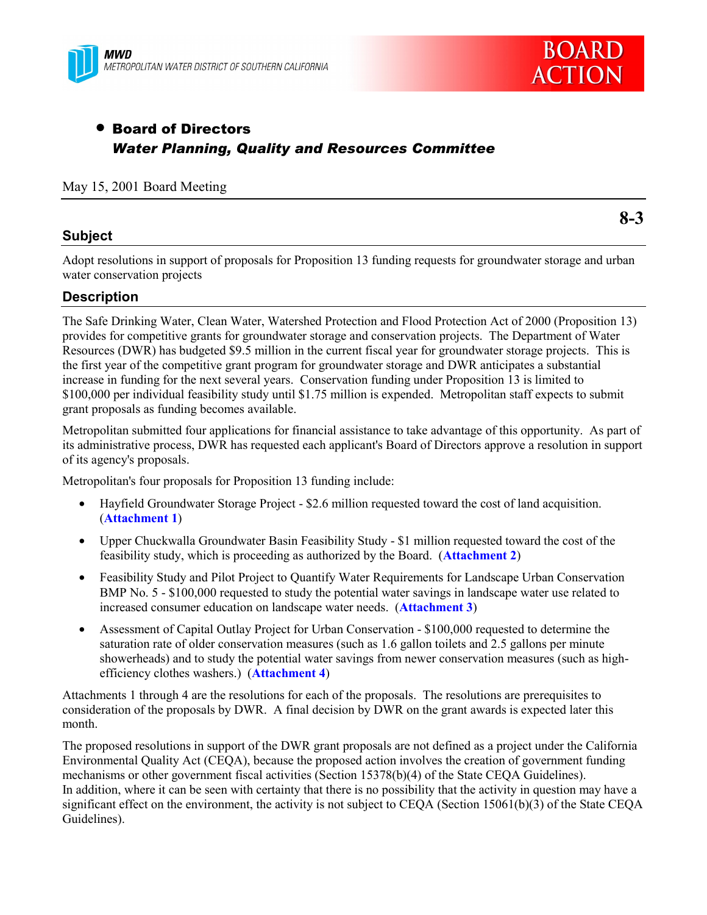**MWD**
METROPOLITAN WATER DISTRICT OF SOUTHERN CALIFORNIA

**BOARD ACTION**

- **Board of Directors**
  ***Water Planning, Quality and Resources Committee***

May 15, 2001 Board Meeting

**8-3**

## Subject

Adopt resolutions in support of proposals for Proposition 13 funding requests for groundwater storage and urban water conservation projects

## Description

The Safe Drinking Water, Clean Water, Watershed Protection and Flood Protection Act of 2000 (Proposition 13) provides for competitive grants for groundwater storage and conservation projects. The Department of Water Resources (DWR) has budgeted $9.5 million in the current fiscal year for groundwater storage projects. This is the first year of the competitive grant program for groundwater storage and DWR anticipates a substantial increase in funding for the next several years. Conservation funding under Proposition 13 is limited to $100,000 per individual feasibility study until $1.75 million is expended. Metropolitan staff expects to submit grant proposals as funding becomes available.

Metropolitan submitted four applications for financial assistance to take advantage of this opportunity. As part of its administrative process, DWR has requested each applicant's Board of Directors approve a resolution in support of its agency's proposals.

Metropolitan's four proposals for Proposition 13 funding include:

- Hayfield Groundwater Storage Project - $2.6 million requested toward the cost of land acquisition. (**Attachment 1**)
- Upper Chuckwalla Groundwater Basin Feasibility Study - $1 million requested toward the cost of the feasibility study, which is proceeding as authorized by the Board. (**Attachment 2**)
- Feasibility Study and Pilot Project to Quantify Water Requirements for Landscape Urban Conservation BMP No. 5 - $100,000 requested to study the potential water savings in landscape water use related to increased consumer education on landscape water needs. (**Attachment 3**)
- Assessment of Capital Outlay Project for Urban Conservation - $100,000 requested to determine the saturation rate of older conservation measures (such as 1.6 gallon toilets and 2.5 gallons per minute showerheads) and to study the potential water savings from newer conservation measures (such as high-efficiency clothes washers.) (**Attachment 4**)

Attachments 1 through 4 are the resolutions for each of the proposals. The resolutions are prerequisites to consideration of the proposals by DWR. A final decision by DWR on the grant awards is expected later this month.

The proposed resolutions in support of the DWR grant proposals are not defined as a project under the California Environmental Quality Act (CEQA), because the proposed action involves the creation of government funding mechanisms or other government fiscal activities (Section 15378(b)(4) of the State CEQA Guidelines). In addition, where it can be seen with certainty that there is no possibility that the activity in question may have a significant effect on the environment, the activity is not subject to CEQA (Section 15061(b)(3) of the State CEQA Guidelines).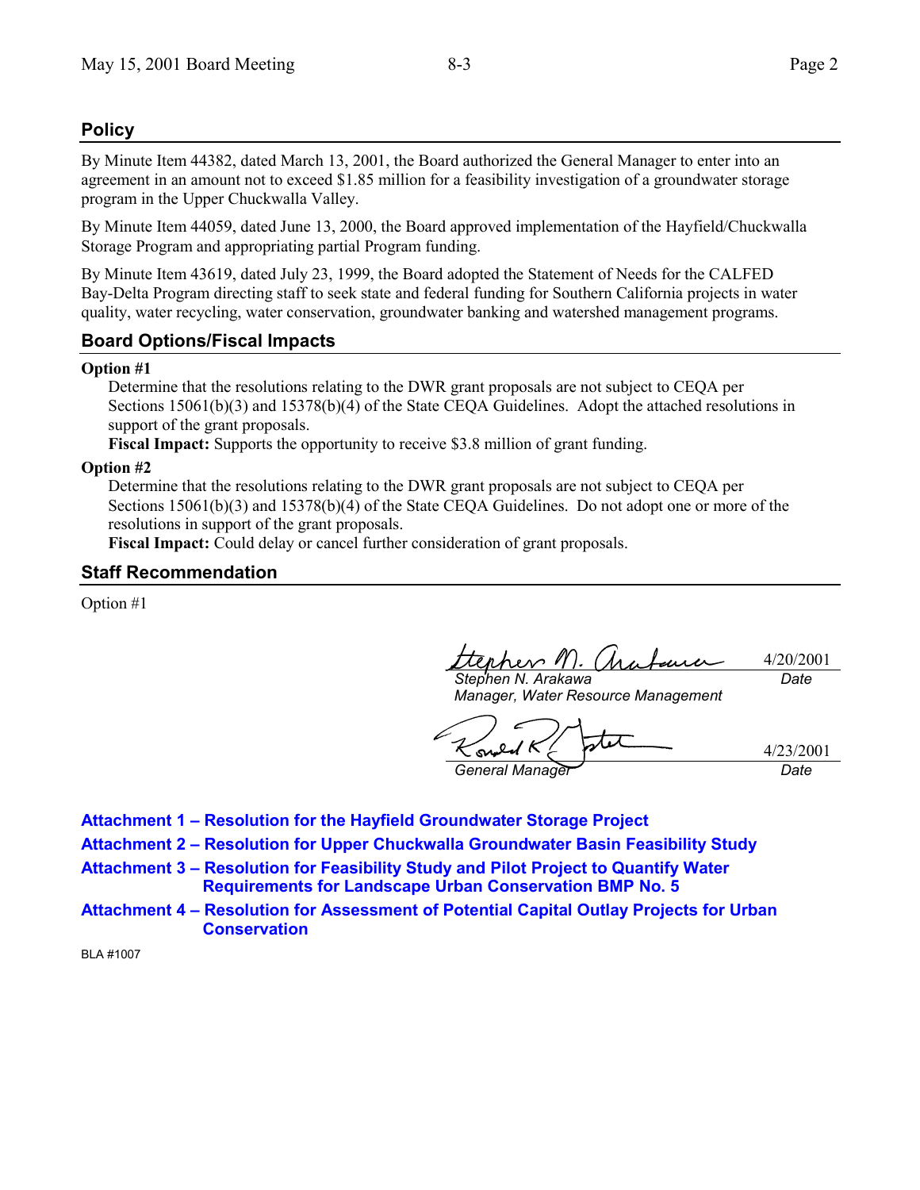## Policy

By Minute Item 44382, dated March 13, 2001, the Board authorized the General Manager to enter into an agreement in an amount not to exceed $1.85 million for a feasibility investigation of a groundwater storage program in the Upper Chuckwalla Valley.

By Minute Item 44059, dated June 13, 2000, the Board approved implementation of the Hayfield/Chuckwalla Storage Program and appropriating partial Program funding.

By Minute Item 43619, dated July 23, 1999, the Board adopted the Statement of Needs for the CALFED Bay-Delta Program directing staff to seek state and federal funding for Southern California projects in water quality, water recycling, water conservation, groundwater banking and watershed management programs.

## Board Options/Fiscal Impacts

**Option #1**

Determine that the resolutions relating to the DWR grant proposals are not subject to CEQA per Sections 15061(b)(3) and 15378(b)(4) of the State CEQA Guidelines. Adopt the attached resolutions in support of the grant proposals.

**Fiscal Impact:** Supports the opportunity to receive $3.8 million of grant funding.

**Option #2**

Determine that the resolutions relating to the DWR grant proposals are not subject to CEQA per Sections 15061(b)(3) and 15378(b)(4) of the State CEQA Guidelines. Do not adopt one or more of the resolutions in support of the grant proposals.

**Fiscal Impact:** Could delay or cancel further consideration of grant proposals.

## Staff Recommendation

Option #1

| | |
|---|---|
| *Stephen N. Arakawa* | 4/20/2001 |
| *Manager, Water Resource Management* | *Date* |

| | |
|---|---|
| *General Manager* | 4/23/2001 |
| | *Date* |

**Attachment 1 – Resolution for the Hayfield Groundwater Storage Project**

**Attachment 2 – Resolution for Upper Chuckwalla Groundwater Basin Feasibility Study**

**Attachment 3 – Resolution for Feasibility Study and Pilot Project to Quantify Water Requirements for Landscape Urban Conservation BMP No. 5**

**Attachment 4 – Resolution for Assessment of Potential Capital Outlay Projects for Urban Conservation**

BLA #1007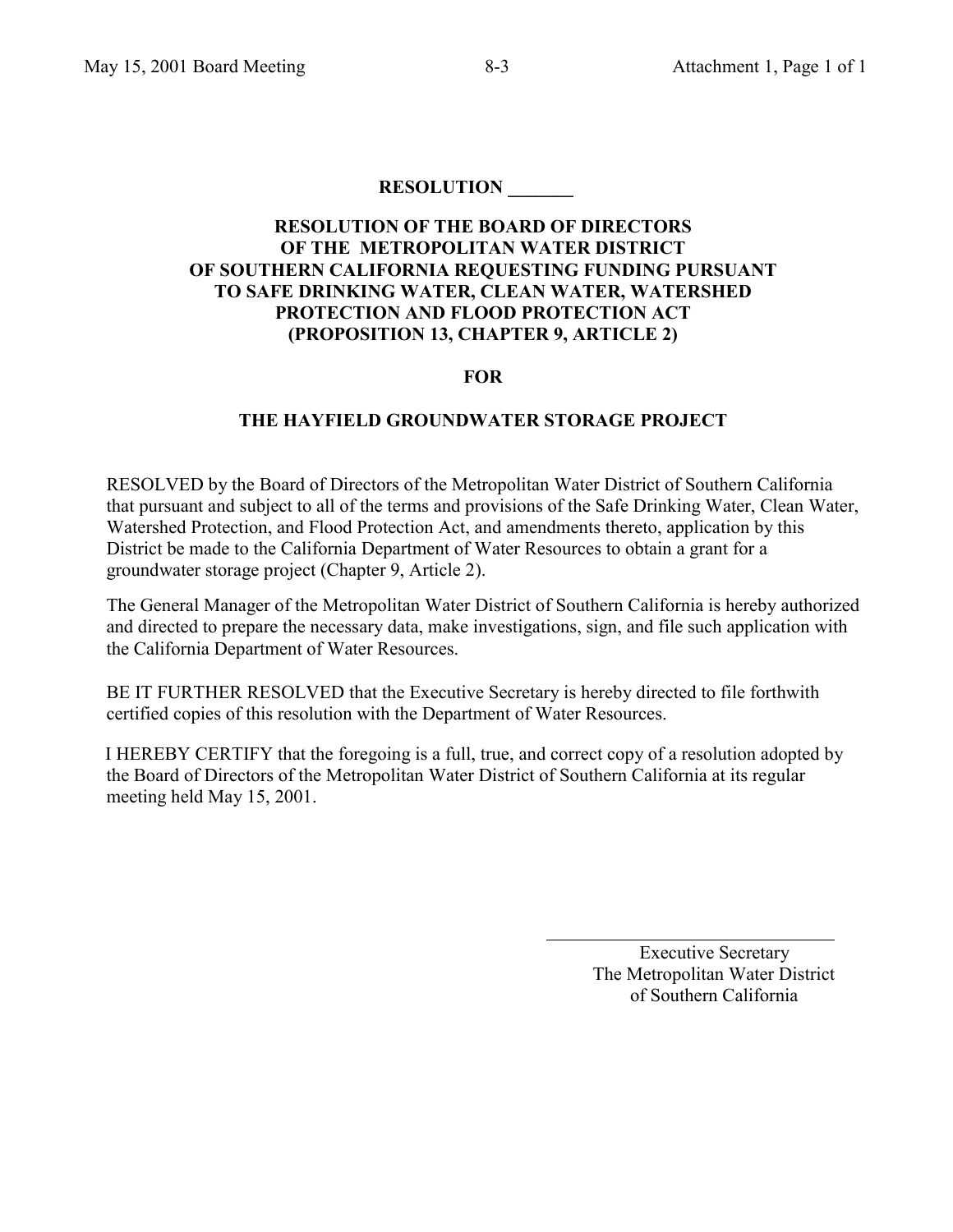**RESOLUTION _______**

**RESOLUTION OF THE BOARD OF DIRECTORS OF THE METROPOLITAN WATER DISTRICT OF SOUTHERN CALIFORNIA REQUESTING FUNDING PURSUANT TO SAFE DRINKING WATER, CLEAN WATER, WATERSHED PROTECTION AND FLOOD PROTECTION ACT (PROPOSITION 13, CHAPTER 9, ARTICLE 2)**

**FOR**

**THE HAYFIELD GROUNDWATER STORAGE PROJECT**

RESOLVED by the Board of Directors of the Metropolitan Water District of Southern California that pursuant and subject to all of the terms and provisions of the Safe Drinking Water, Clean Water, Watershed Protection, and Flood Protection Act, and amendments thereto, application by this District be made to the California Department of Water Resources to obtain a grant for a groundwater storage project (Chapter 9, Article 2).

The General Manager of the Metropolitan Water District of Southern California is hereby authorized and directed to prepare the necessary data, make investigations, sign, and file such application with the California Department of Water Resources.

BE IT FURTHER RESOLVED that the Executive Secretary is hereby directed to file forthwith certified copies of this resolution with the Department of Water Resources.

I HEREBY CERTIFY that the foregoing is a full, true, and correct copy of a resolution adopted by the Board of Directors of the Metropolitan Water District of Southern California at its regular meeting held May 15, 2001.

_______________________________

Executive Secretary
The Metropolitan Water District
of Southern California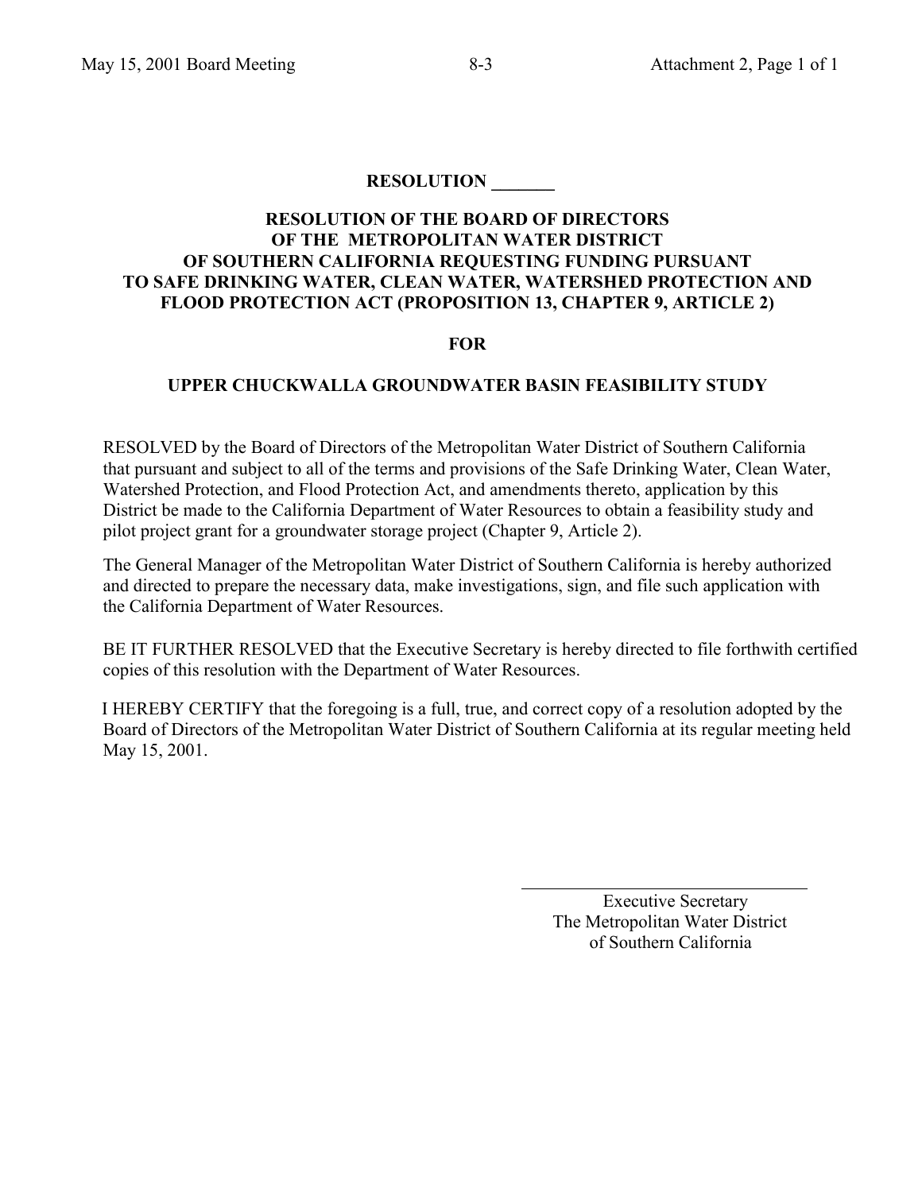# RESOLUTION _______

## RESOLUTION OF THE BOARD OF DIRECTORS OF THE METROPOLITAN WATER DISTRICT OF SOUTHERN CALIFORNIA REQUESTING FUNDING PURSUANT TO SAFE DRINKING WATER, CLEAN WATER, WATERSHED PROTECTION AND FLOOD PROTECTION ACT (PROPOSITION 13, CHAPTER 9, ARTICLE 2)

## FOR

## UPPER CHUCKWALLA GROUNDWATER BASIN FEASIBILITY STUDY

RESOLVED by the Board of Directors of the Metropolitan Water District of Southern California that pursuant and subject to all of the terms and provisions of the Safe Drinking Water, Clean Water, Watershed Protection, and Flood Protection Act, and amendments thereto, application by this District be made to the California Department of Water Resources to obtain a feasibility study and pilot project grant for a groundwater storage project (Chapter 9, Article 2).

The General Manager of the Metropolitan Water District of Southern California is hereby authorized and directed to prepare the necessary data, make investigations, sign, and file such application with the California Department of Water Resources.

BE IT FURTHER RESOLVED that the Executive Secretary is hereby directed to file forthwith certified copies of this resolution with the Department of Water Resources.

I HEREBY CERTIFY that the foregoing is a full, true, and correct copy of a resolution adopted by the Board of Directors of the Metropolitan Water District of Southern California at its regular meeting held May 15, 2001.

_______________________________

Executive Secretary
The Metropolitan Water District
of Southern California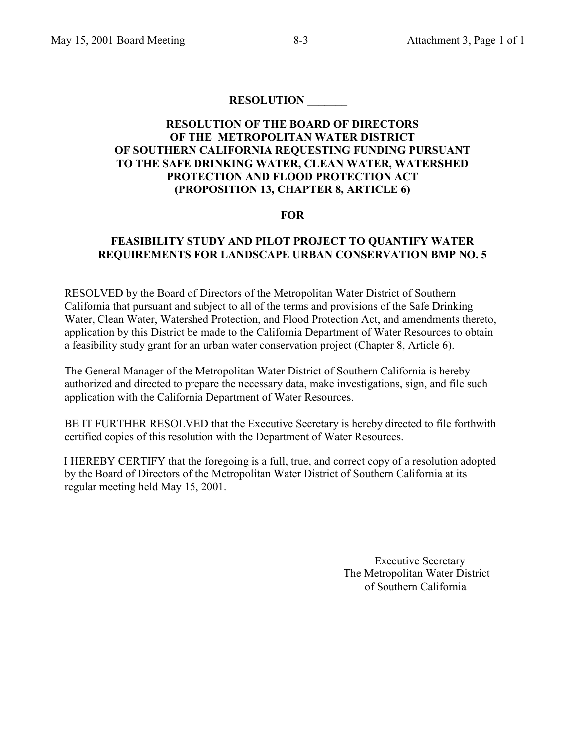**RESOLUTION _______**

**RESOLUTION OF THE BOARD OF DIRECTORS OF THE METROPOLITAN WATER DISTRICT OF SOUTHERN CALIFORNIA REQUESTING FUNDING PURSUANT TO THE SAFE DRINKING WATER, CLEAN WATER, WATERSHED PROTECTION AND FLOOD PROTECTION ACT (PROPOSITION 13, CHAPTER 8, ARTICLE 6)**

**FOR**

**FEASIBILITY STUDY AND PILOT PROJECT TO QUANTIFY WATER REQUIREMENTS FOR LANDSCAPE URBAN CONSERVATION BMP NO. 5**

RESOLVED by the Board of Directors of the Metropolitan Water District of Southern California that pursuant and subject to all of the terms and provisions of the Safe Drinking Water, Clean Water, Watershed Protection, and Flood Protection Act, and amendments thereto, application by this District be made to the California Department of Water Resources to obtain a feasibility study grant for an urban water conservation project (Chapter 8, Article 6).

The General Manager of the Metropolitan Water District of Southern California is hereby authorized and directed to prepare the necessary data, make investigations, sign, and file such application with the California Department of Water Resources.

BE IT FURTHER RESOLVED that the Executive Secretary is hereby directed to file forthwith certified copies of this resolution with the Department of Water Resources.

I HEREBY CERTIFY that the foregoing is a full, true, and correct copy of a resolution adopted by the Board of Directors of the Metropolitan Water District of Southern California at its regular meeting held May 15, 2001.

_______________________________

Executive Secretary
The Metropolitan Water District
of Southern California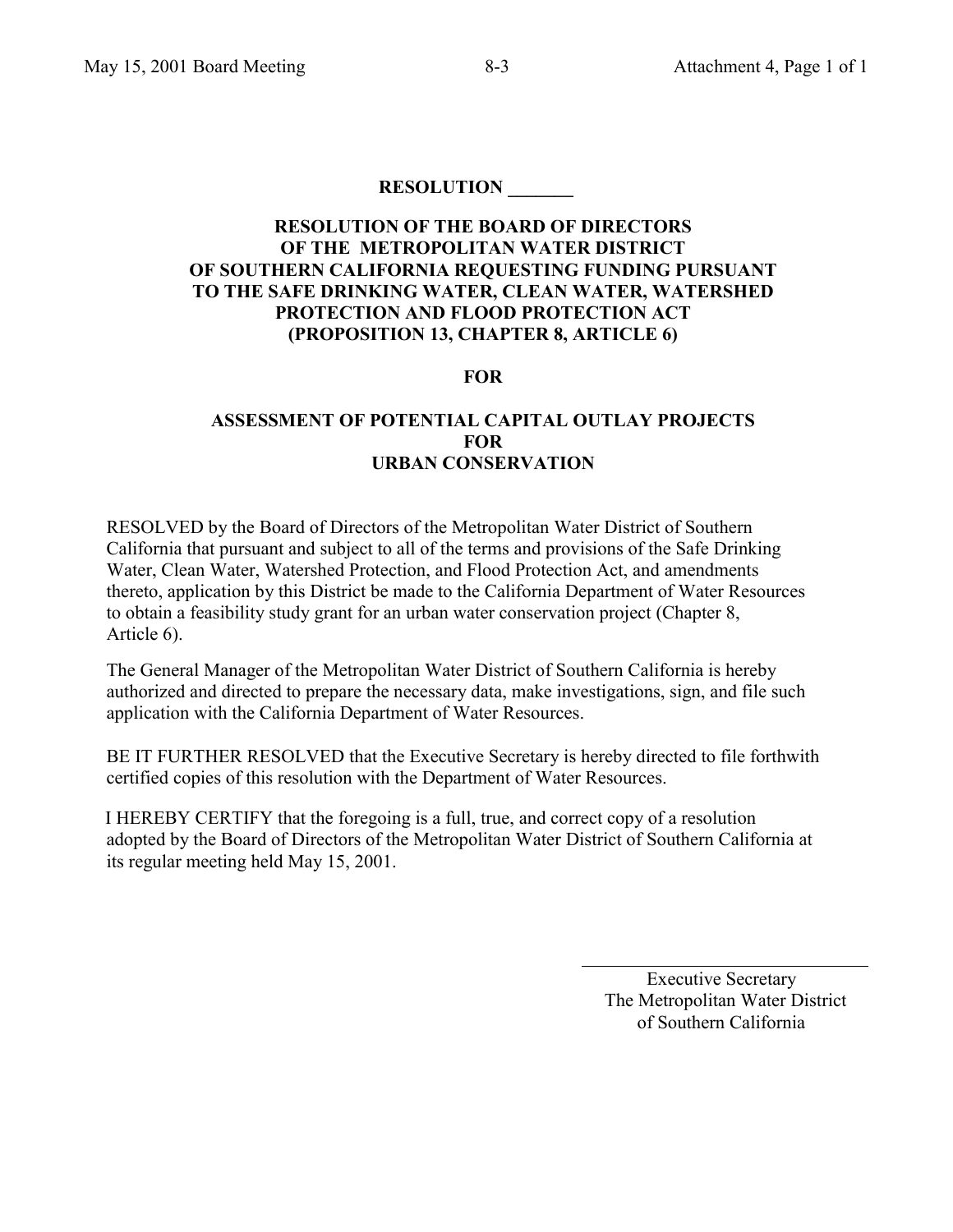# RESOLUTION _______

## RESOLUTION OF THE BOARD OF DIRECTORS OF THE METROPOLITAN WATER DISTRICT OF SOUTHERN CALIFORNIA REQUESTING FUNDING PURSUANT TO THE SAFE DRINKING WATER, CLEAN WATER, WATERSHED PROTECTION AND FLOOD PROTECTION ACT (PROPOSITION 13, CHAPTER 8, ARTICLE 6)

## FOR

## ASSESSMENT OF POTENTIAL CAPITAL OUTLAY PROJECTS FOR URBAN CONSERVATION

RESOLVED by the Board of Directors of the Metropolitan Water District of Southern California that pursuant and subject to all of the terms and provisions of the Safe Drinking Water, Clean Water, Watershed Protection, and Flood Protection Act, and amendments thereto, application by this District be made to the California Department of Water Resources to obtain a feasibility study grant for an urban water conservation project (Chapter 8, Article 6).

The General Manager of the Metropolitan Water District of Southern California is hereby authorized and directed to prepare the necessary data, make investigations, sign, and file such application with the California Department of Water Resources.

BE IT FURTHER RESOLVED that the Executive Secretary is hereby directed to file forthwith certified copies of this resolution with the Department of Water Resources.

I HEREBY CERTIFY that the foregoing is a full, true, and correct copy of a resolution adopted by the Board of Directors of the Metropolitan Water District of Southern California at its regular meeting held May 15, 2001.

______________________________

Executive Secretary
The Metropolitan Water District
of Southern California